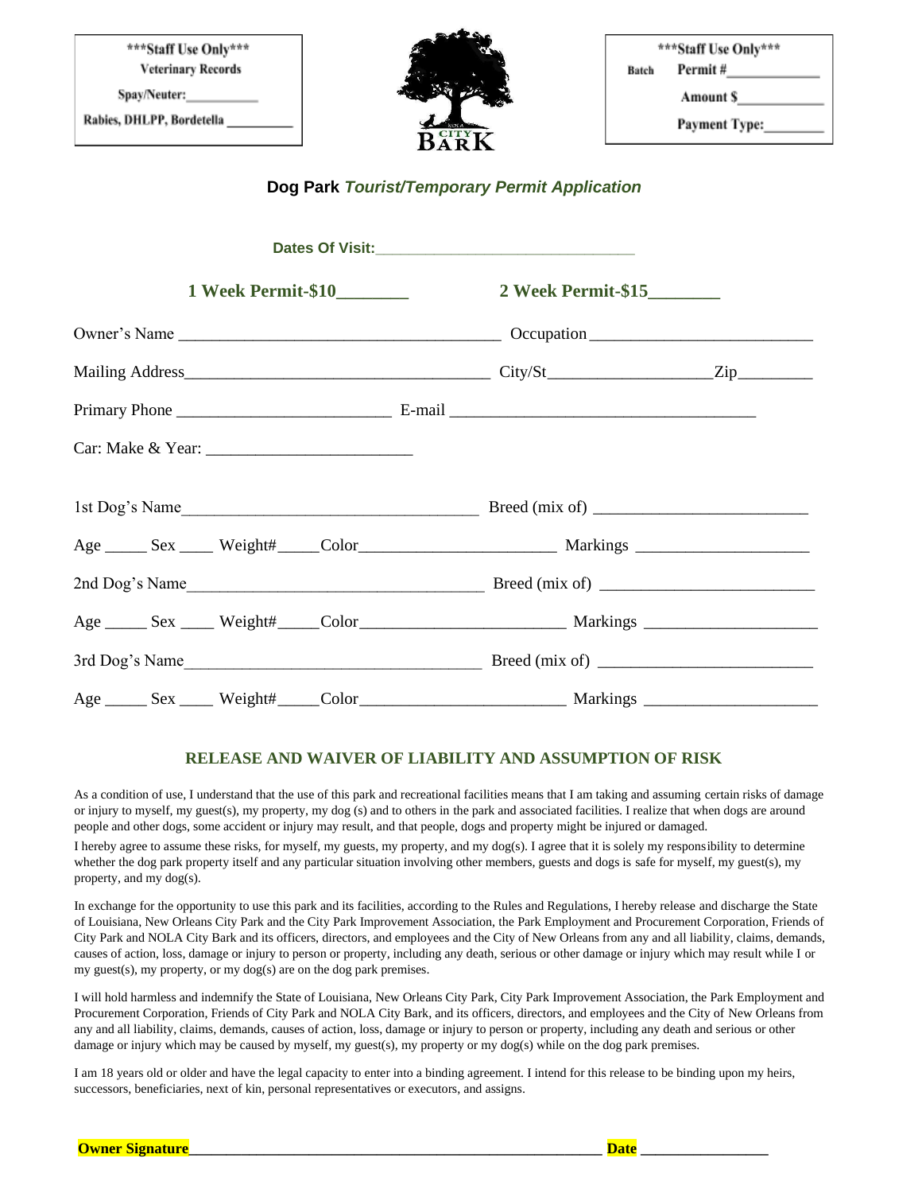***Staff Use Only***
Veterinary Records

Spay/Neuter:___________

Rabies, DHLPP, Bordetella __________

***Staff Use Only***

Batch Permit #_____________

Amount $_____________

Payment Type:_________

NOLA CITY BARK

## Dog Park *Tourist/Temporary Permit Application*

**Dates Of Visit:**________________________________

**1 Week Permit-$10**________ **2 Week Permit-$15**________

Owner's Name ______________________________________ Occupation __________________________

Mailing Address___________________________________ City/St___________________Zip_________

Primary Phone _________________________ E-mail ____________________________________

Car: Make & Year: ________________________

1st Dog's Name___________________________________ Breed (mix of) _________________________

Age _____ Sex ____ Weight#_____Color_______________________ Markings ____________________

2nd Dog's Name___________________________________ Breed (mix of) _________________________

Age _____ Sex ____ Weight#_____Color________________________ Markings ____________________

3rd Dog's Name___________________________________ Breed (mix of) _________________________

Age _____ Sex ____ Weight#_____Color________________________ Markings ____________________

### RELEASE AND WAIVER OF LIABILITY AND ASSUMPTION OF RISK

As a condition of use, I understand that the use of this park and recreational facilities means that I am taking and assuming certain risks of damage or injury to myself, my guest(s), my property, my dog (s) and to others in the park and associated facilities. I realize that when dogs are around people and other dogs, some accident or injury may result, and that people, dogs and property might be injured or damaged.

I hereby agree to assume these risks, for myself, my guests, my property, and my dog(s). I agree that it is solely my responsibility to determine whether the dog park property itself and any particular situation involving other members, guests and dogs is safe for myself, my guest(s), my property, and my dog(s).

In exchange for the opportunity to use this park and its facilities, according to the Rules and Regulations, I hereby release and discharge the State of Louisiana, New Orleans City Park and the City Park Improvement Association, the Park Employment and Procurement Corporation, Friends of City Park and NOLA City Bark and its officers, directors, and employees and the City of New Orleans from any and all liability, claims, demands, causes of action, loss, damage or injury to person or property, including any death, serious or other damage or injury which may result while I or my guest(s), my property, or my dog(s) are on the dog park premises.

I will hold harmless and indemnify the State of Louisiana, New Orleans City Park, City Park Improvement Association, the Park Employment and Procurement Corporation, Friends of City Park and NOLA City Bark, and its officers, directors, and employees and the City of New Orleans from any and all liability, claims, demands, causes of action, loss, damage or injury to person or property, including any death and serious or other damage or injury which may be caused by myself, my guest(s), my property or my dog(s) while on the dog park premises.

I am 18 years old or older and have the legal capacity to enter into a binding agreement. I intend for this release to be binding upon my heirs, successors, beneficiaries, next of kin, personal representatives or executors, and assigns.

**Owner Signature**_______________________________________________________ **Date** ________________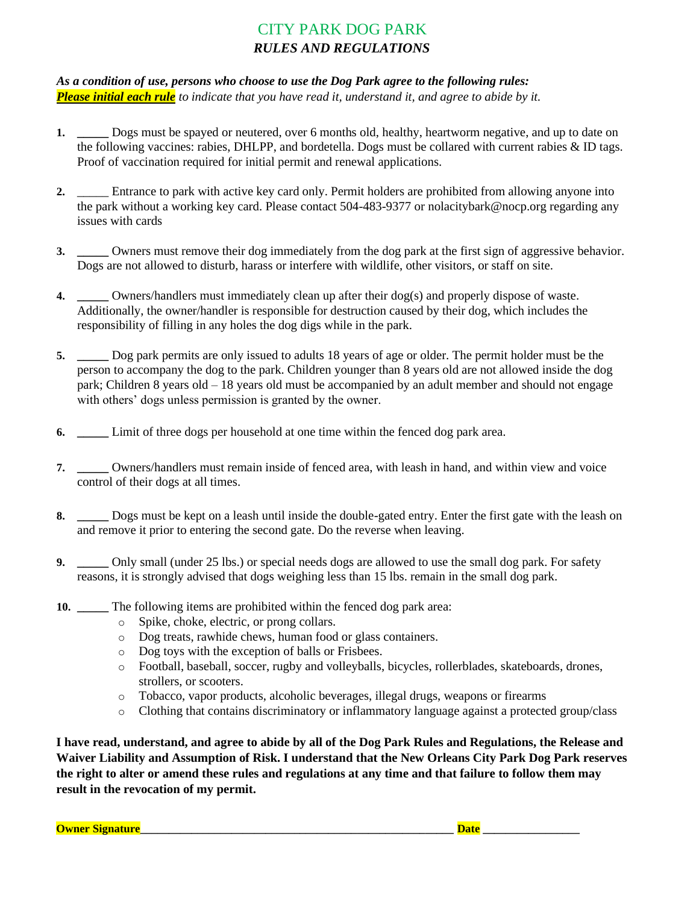# CITY PARK DOG PARK

## *RULES AND REGULATIONS*

***As a condition of use, persons who choose to use the Dog Park agree to the following rules:***
***Please initial each rule*** *to indicate that you have read it, understand it, and agree to abide by it.*

1. _____ Dogs must be spayed or neutered, over 6 months old, healthy, heartworm negative, and up to date on the following vaccines: rabies, DHLPP, and bordetella. Dogs must be collared with current rabies & ID tags. Proof of vaccination required for initial permit and renewal applications.

2. _____ Entrance to park with active key card only. Permit holders are prohibited from allowing anyone into the park without a working key card. Please contact 504-483-9377 or nolacitybark@nocp.org regarding any issues with cards

3. _____ Owners must remove their dog immediately from the dog park at the first sign of aggressive behavior. Dogs are not allowed to disturb, harass or interfere with wildlife, other visitors, or staff on site.

4. _____ Owners/handlers must immediately clean up after their dog(s) and properly dispose of waste. Additionally, the owner/handler is responsible for destruction caused by their dog, which includes the responsibility of filling in any holes the dog digs while in the park.

5. _____ Dog park permits are only issued to adults 18 years of age or older. The permit holder must be the person to accompany the dog to the park. Children younger than 8 years old are not allowed inside the dog park; Children 8 years old – 18 years old must be accompanied by an adult member and should not engage with others' dogs unless permission is granted by the owner.

6. _____ Limit of three dogs per household at one time within the fenced dog park area.

7. _____ Owners/handlers must remain inside of fenced area, with leash in hand, and within view and voice control of their dogs at all times.

8. _____ Dogs must be kept on a leash until inside the double-gated entry. Enter the first gate with the leash on and remove it prior to entering the second gate. Do the reverse when leaving.

9. _____ Only small (under 25 lbs.) or special needs dogs are allowed to use the small dog park. For safety reasons, it is strongly advised that dogs weighing less than 15 lbs. remain in the small dog park.

10. _____ The following items are prohibited within the fenced dog park area:
    - Spike, choke, electric, or prong collars.
    - Dog treats, rawhide chews, human food or glass containers.
    - Dog toys with the exception of balls or Frisbees.
    - Football, baseball, soccer, rugby and volleyballs, bicycles, rollerblades, skateboards, drones, strollers, or scooters.
    - Tobacco, vapor products, alcoholic beverages, illegal drugs, weapons or firearms
    - Clothing that contains discriminatory or inflammatory language against a protected group/class

**I have read, understand, and agree to abide by all of the Dog Park Rules and Regulations, the Release and Waiver Liability and Assumption of Risk. I understand that the New Orleans City Park Dog Park reserves the right to alter or amend these rules and regulations at any time and that failure to follow them may result in the revocation of my permit.**

**Owner Signature**_______________________________________________ **Date** _______________